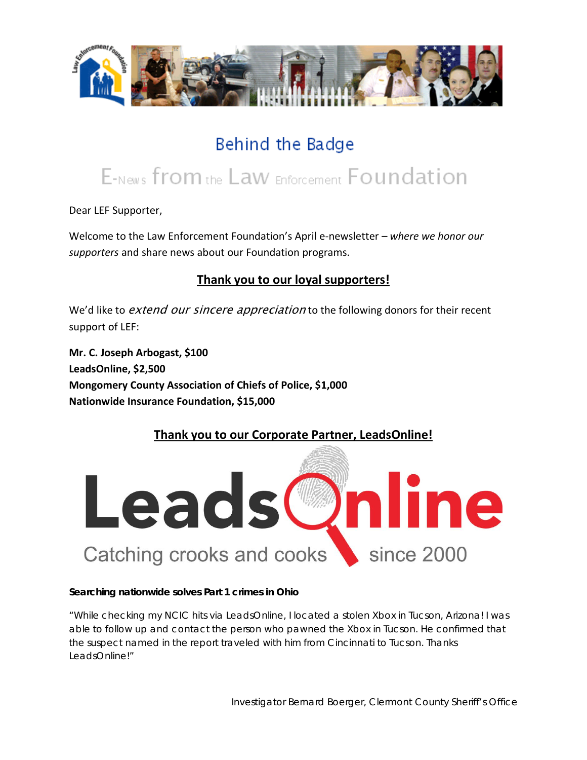# Behind the Badge

## E-News from the Law Enforcement Foundation

Dear LEF Supporter,

Welcome to the Law Enforcement Foundation's April e-newsletter – *where we honor our supporters* and share news about our Foundation programs.

## Thank you to our loyal supporters!

We'd like to *extend our sincere appreciation* to the following donors for their recent support of LEF:

**Mr. C. Joseph Arbogast, $100**
**LeadsOnline, $2,500**
**Mongomery County Association of Chiefs of Police, $1,000**
**Nationwide Insurance Foundation, $15,000**

## Thank you to our Corporate Partner, LeadsOnline!

LeadsOnline

Catching crooks and cooks since 2000

**Searching nationwide solves Part 1 crimes in Ohio**

"While checking my NCIC hits via LeadsOnline, I located a stolen Xbox in Tucson, Arizona! I was able to follow up and contact the person who pawned the Xbox in Tucson. He confirmed that the suspect named in the report traveled with him from Cincinnati to Tucson. Thanks LeadsOnline!"

Investigator Bernard Boerger, Clermont County Sheriff's Office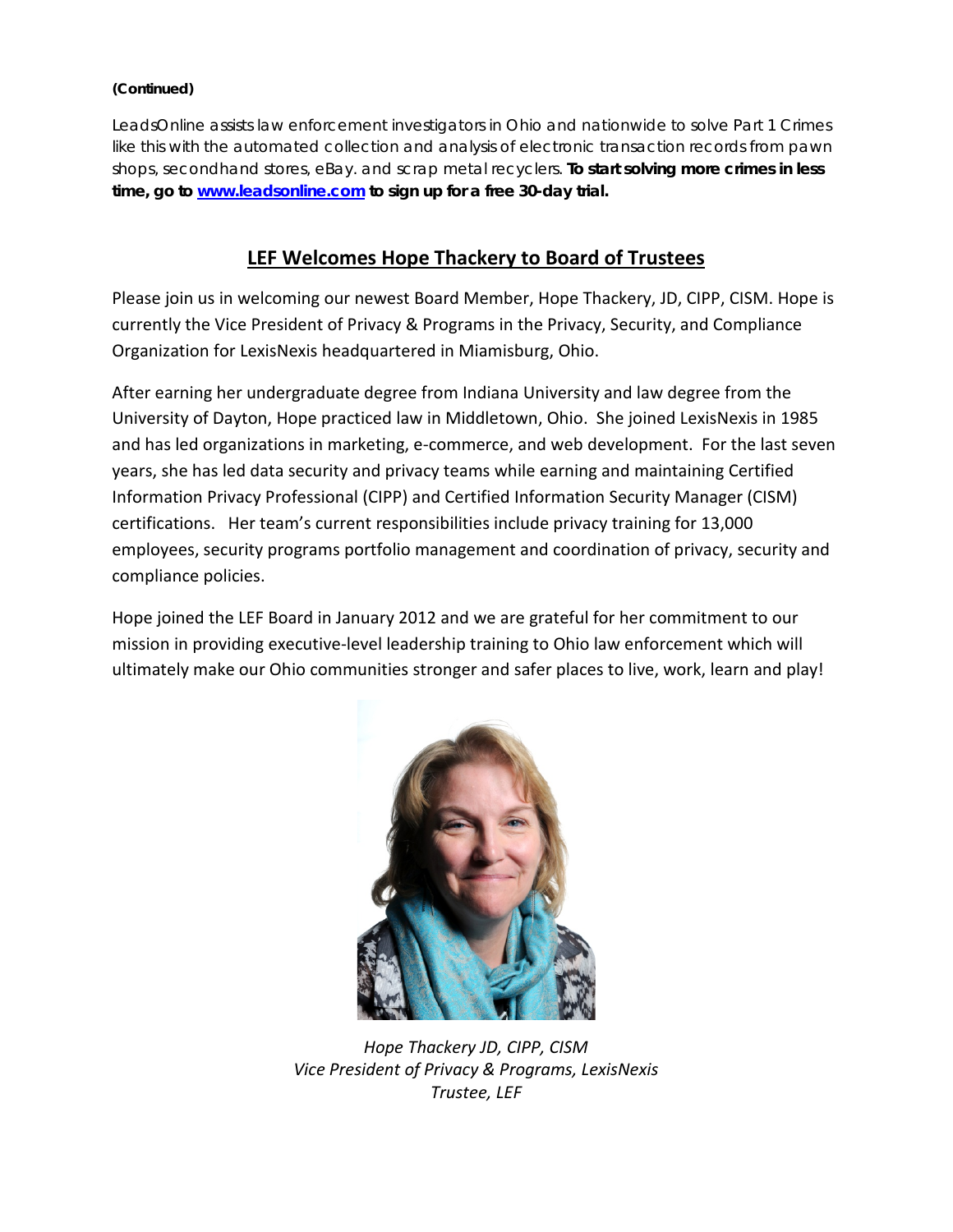**(Continued)**

LeadsOnline assists law enforcement investigators in Ohio and nationwide to solve Part 1 Crimes like this with the automated collection and analysis of electronic transaction records from pawn shops, secondhand stores, eBay. and scrap metal recyclers. **To start solving more crimes in less time, go to [www.leadsonline.com](http://www.leadsonline.com) to sign up for a free 30-day trial.**

## LEF Welcomes Hope Thackery to Board of Trustees

Please join us in welcoming our newest Board Member, Hope Thackery, JD, CIPP, CISM. Hope is currently the Vice President of Privacy & Programs in the Privacy, Security, and Compliance Organization for LexisNexis headquartered in Miamisburg, Ohio.

After earning her undergraduate degree from Indiana University and law degree from the University of Dayton, Hope practiced law in Middletown, Ohio. She joined LexisNexis in 1985 and has led organizations in marketing, e-commerce, and web development. For the last seven years, she has led data security and privacy teams while earning and maintaining Certified Information Privacy Professional (CIPP) and Certified Information Security Manager (CISM) certifications. Her team's current responsibilities include privacy training for 13,000 employees, security programs portfolio management and coordination of privacy, security and compliance policies.

Hope joined the LEF Board in January 2012 and we are grateful for her commitment to our mission in providing executive-level leadership training to Ohio law enforcement which will ultimately make our Ohio communities stronger and safer places to live, work, learn and play!

*Hope Thackery JD, CIPP, CISM*
*Vice President of Privacy & Programs, LexisNexis*
*Trustee, LEF*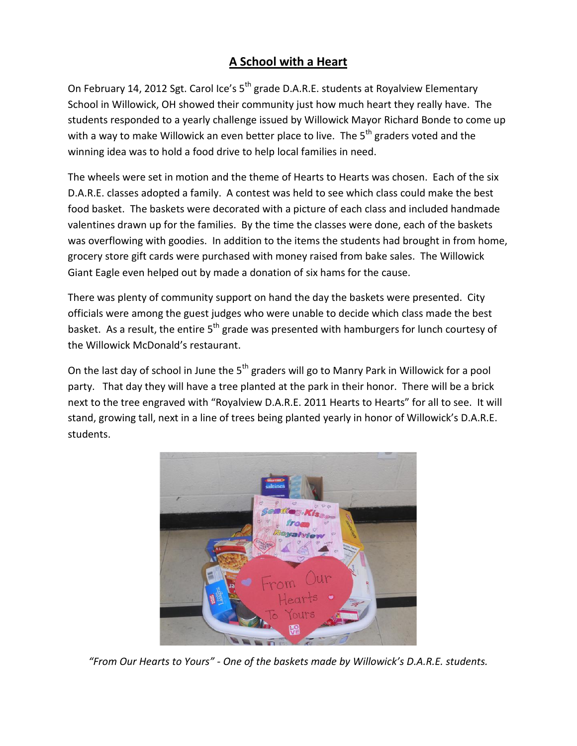# A School with a Heart

On February 14, 2012 Sgt. Carol Ice's 5th grade D.A.R.E. students at Royalview Elementary School in Willowick, OH showed their community just how much heart they really have. The students responded to a yearly challenge issued by Willowick Mayor Richard Bonde to come up with a way to make Willowick an even better place to live. The 5th graders voted and the winning idea was to hold a food drive to help local families in need.

The wheels were set in motion and the theme of Hearts to Hearts was chosen. Each of the six D.A.R.E. classes adopted a family. A contest was held to see which class could make the best food basket. The baskets were decorated with a picture of each class and included handmade valentines drawn up for the families. By the time the classes were done, each of the baskets was overflowing with goodies. In addition to the items the students had brought in from home, grocery store gift cards were purchased with money raised from bake sales. The Willowick Giant Eagle even helped out by made a donation of six hams for the cause.

There was plenty of community support on hand the day the baskets were presented. City officials were among the guest judges who were unable to decide which class made the best basket. As a result, the entire 5th grade was presented with hamburgers for lunch courtesy of the Willowick McDonald's restaurant.

On the last day of school in June the 5th graders will go to Manry Park in Willowick for a pool party. That day they will have a tree planted at the park in their honor. There will be a brick next to the tree engraved with "Royalview D.A.R.E. 2011 Hearts to Hearts" for all to see. It will stand, growing tall, next in a line of trees being planted yearly in honor of Willowick's D.A.R.E. students.

*"From Our Hearts to Yours" - One of the baskets made by Willowick's D.A.R.E. students.*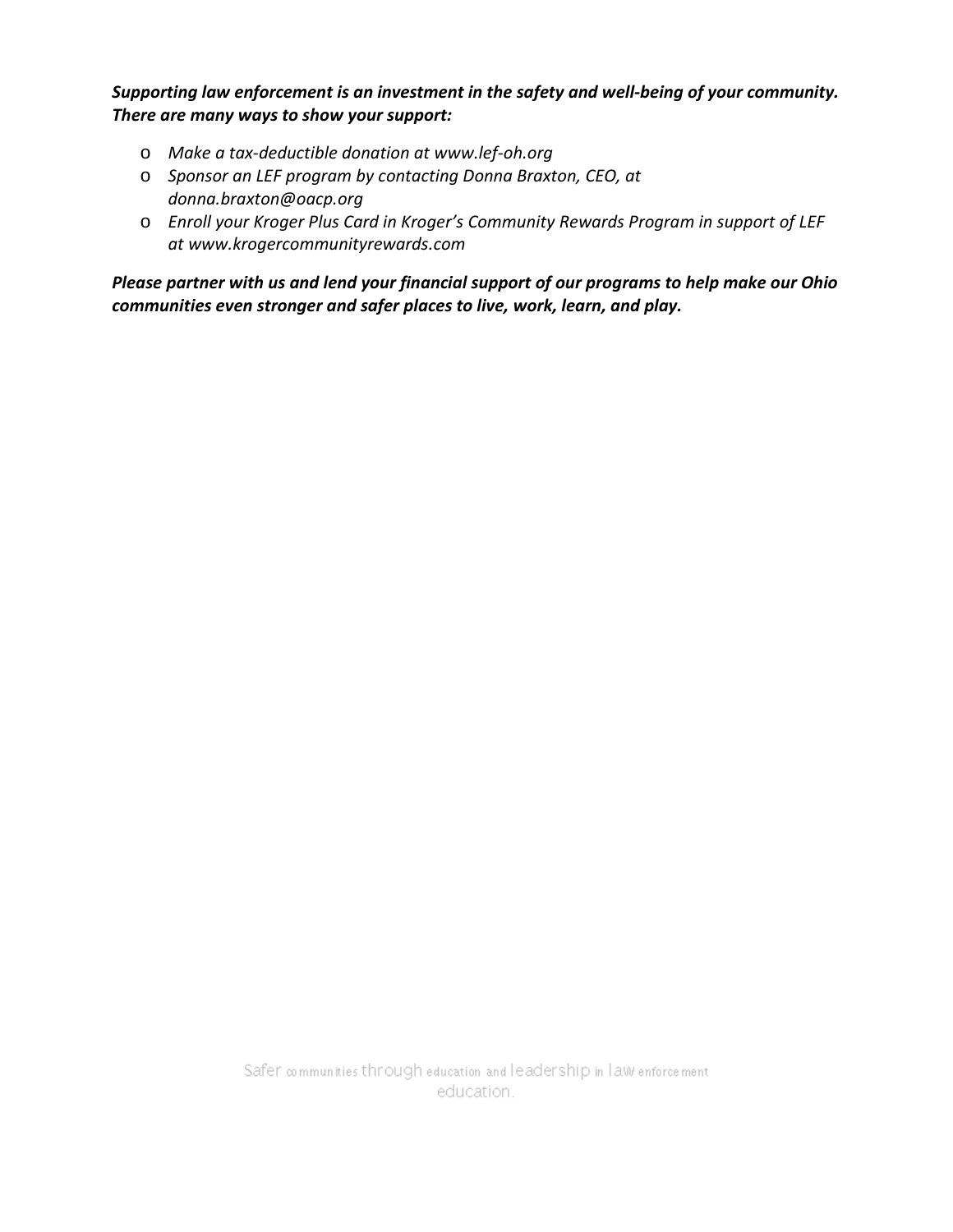***Supporting law enforcement is an investment in the safety and well-being of your community. There are many ways to show your support:***

- *Make a tax-deductible donation at www.lef-oh.org*
- *Sponsor an LEF program by contacting Donna Braxton, CEO, at donna.braxton@oacp.org*
- *Enroll your Kroger Plus Card in Kroger's Community Rewards Program in support of LEF at www.krogercommunityrewards.com*

***Please partner with us and lend your financial support of our programs to help make our Ohio communities even stronger and safer places to live, work, learn, and play.***